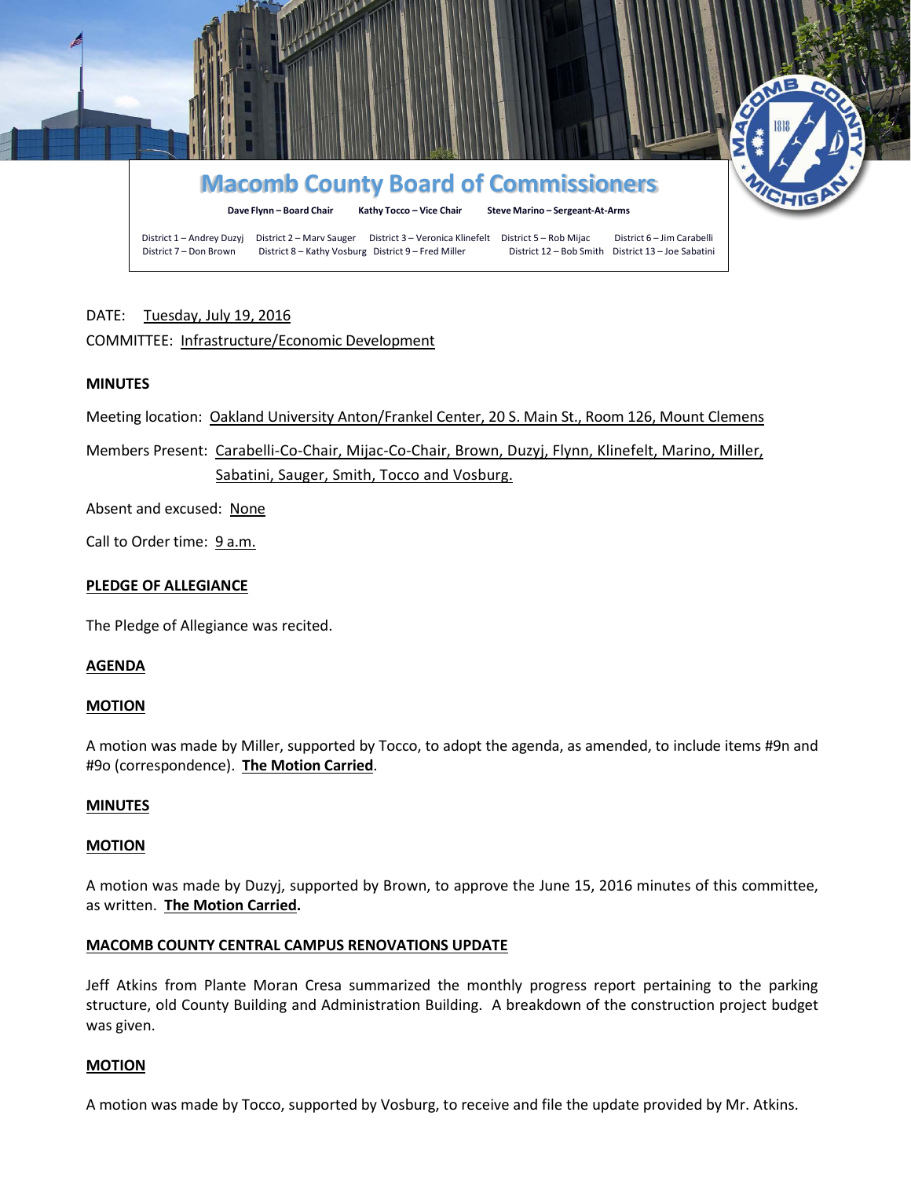# Macomb County Board of Commissioners

**Dave Flynn – Board Chair** **Kathy Tocco – Vice Chair** **Steve Marino – Sergeant-At-Arms**

District 1 – Andrey Duzyj District 2 – Marv Sauger District 3 – Veronica Klinefelt District 5 – Rob Mijac District 6 – Jim Carabelli
District 7 – Don Brown District 8 – Kathy Vosburg District 9 – Fred Miller District 12 – Bob Smith District 13 – Joe Sabatini

DATE: Tuesday, July 19, 2016

COMMITTEE: Infrastructure/Economic Development

**MINUTES**

Meeting location: Oakland University Anton/Frankel Center, 20 S. Main St., Room 126, Mount Clemens

Members Present: Carabelli-Co-Chair, Mijac-Co-Chair, Brown, Duzyj, Flynn, Klinefelt, Marino, Miller, Sabatini, Sauger, Smith, Tocco and Vosburg.

Absent and excused: None

Call to Order time: 9 a.m.

**PLEDGE OF ALLEGIANCE**

The Pledge of Allegiance was recited.

**AGENDA**

**MOTION**

A motion was made by Miller, supported by Tocco, to adopt the agenda, as amended, to include items #9n and #9o (correspondence). **The Motion Carried**.

**MINUTES**

**MOTION**

A motion was made by Duzyj, supported by Brown, to approve the June 15, 2016 minutes of this committee, as written. **The Motion Carried.**

**MACOMB COUNTY CENTRAL CAMPUS RENOVATIONS UPDATE**

Jeff Atkins from Plante Moran Cresa summarized the monthly progress report pertaining to the parking structure, old County Building and Administration Building. A breakdown of the construction project budget was given.

**MOTION**

A motion was made by Tocco, supported by Vosburg, to receive and file the update provided by Mr. Atkins.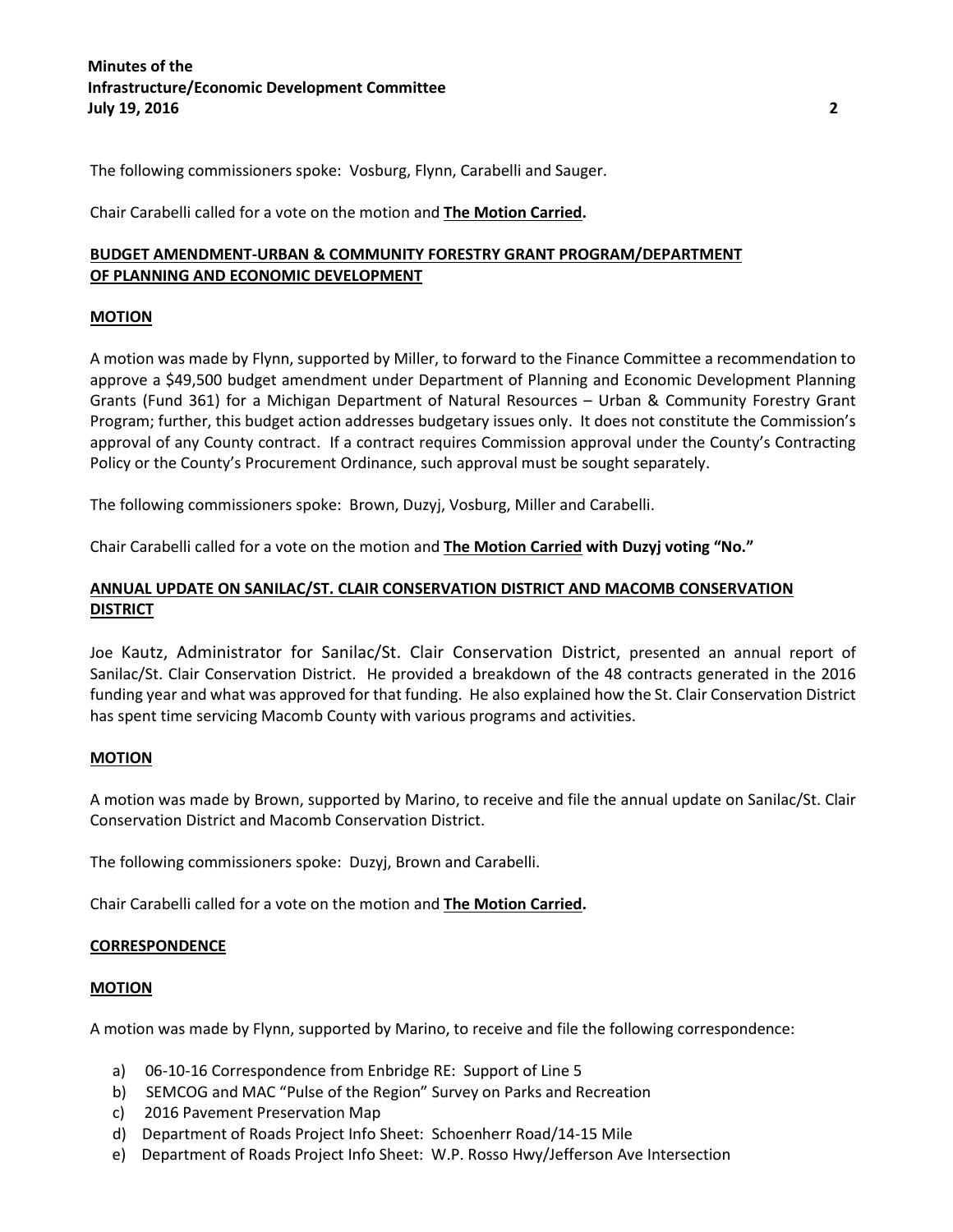The following commissioners spoke: Vosburg, Flynn, Carabelli and Sauger.

Chair Carabelli called for a vote on the motion and **The Motion Carried.**

**BUDGET AMENDMENT-URBAN & COMMUNITY FORESTRY GRANT PROGRAM/DEPARTMENT OF PLANNING AND ECONOMIC DEVELOPMENT**

**MOTION**

A motion was made by Flynn, supported by Miller, to forward to the Finance Committee a recommendation to approve a $49,500 budget amendment under Department of Planning and Economic Development Planning Grants (Fund 361) for a Michigan Department of Natural Resources – Urban & Community Forestry Grant Program; further, this budget action addresses budgetary issues only. It does not constitute the Commission's approval of any County contract. If a contract requires Commission approval under the County's Contracting Policy or the County's Procurement Ordinance, such approval must be sought separately.

The following commissioners spoke: Brown, Duzyj, Vosburg, Miller and Carabelli.

Chair Carabelli called for a vote on the motion and **The Motion Carried with Duzyj voting "No."**

**ANNUAL UPDATE ON SANILAC/ST. CLAIR CONSERVATION DISTRICT AND MACOMB CONSERVATION DISTRICT**

Joe Kautz, Administrator for Sanilac/St. Clair Conservation District, presented an annual report of Sanilac/St. Clair Conservation District. He provided a breakdown of the 48 contracts generated in the 2016 funding year and what was approved for that funding. He also explained how the St. Clair Conservation District has spent time servicing Macomb County with various programs and activities.

**MOTION**

A motion was made by Brown, supported by Marino, to receive and file the annual update on Sanilac/St. Clair Conservation District and Macomb Conservation District.

The following commissioners spoke: Duzyj, Brown and Carabelli.

Chair Carabelli called for a vote on the motion and **The Motion Carried.**

**CORRESPONDENCE**

**MOTION**

A motion was made by Flynn, supported by Marino, to receive and file the following correspondence:

a) 06-10-16 Correspondence from Enbridge RE: Support of Line 5
b) SEMCOG and MAC "Pulse of the Region" Survey on Parks and Recreation
c) 2016 Pavement Preservation Map
d) Department of Roads Project Info Sheet: Schoenherr Road/14-15 Mile
e) Department of Roads Project Info Sheet: W.P. Rosso Hwy/Jefferson Ave Intersection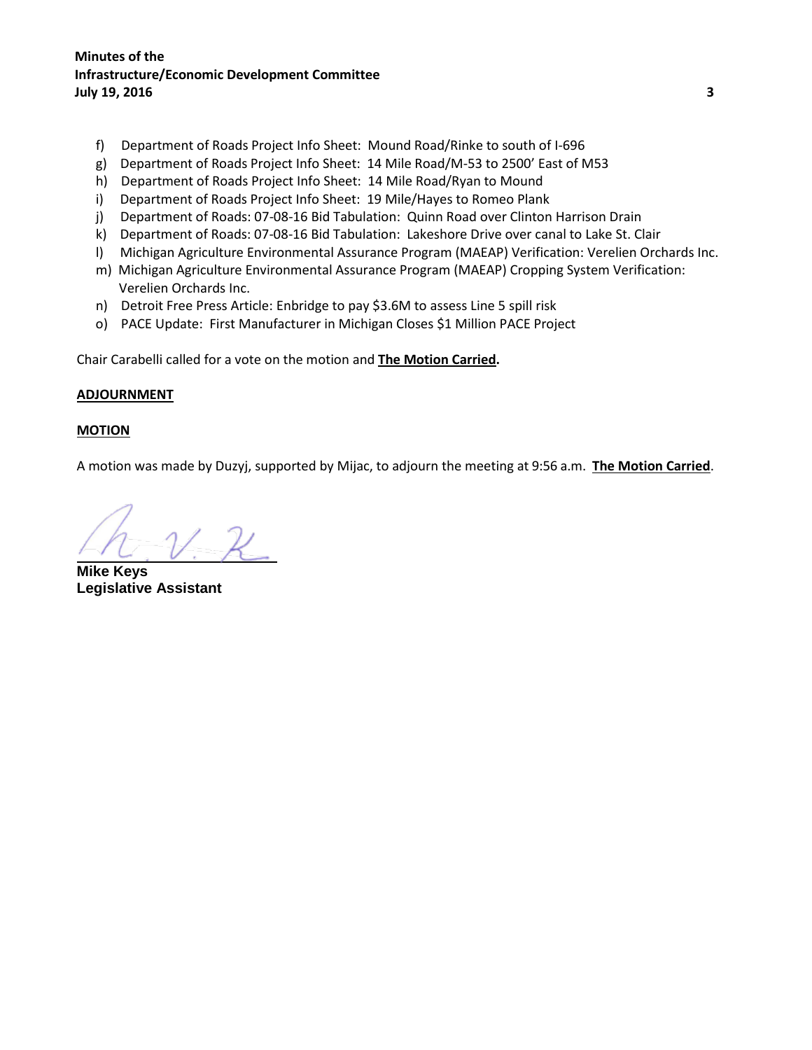f) Department of Roads Project Info Sheet: Mound Road/Rinke to south of I-696
g) Department of Roads Project Info Sheet: 14 Mile Road/M-53 to 2500' East of M53
h) Department of Roads Project Info Sheet: 14 Mile Road/Ryan to Mound
i) Department of Roads Project Info Sheet: 19 Mile/Hayes to Romeo Plank
j) Department of Roads: 07-08-16 Bid Tabulation: Quinn Road over Clinton Harrison Drain
k) Department of Roads: 07-08-16 Bid Tabulation: Lakeshore Drive over canal to Lake St. Clair
l) Michigan Agriculture Environmental Assurance Program (MAEAP) Verification: Verelien Orchards Inc.
m) Michigan Agriculture Environmental Assurance Program (MAEAP) Cropping System Verification: Verelien Orchards Inc.
n) Detroit Free Press Article: Enbridge to pay $3.6M to assess Line 5 spill risk
o) PACE Update: First Manufacturer in Michigan Closes $1 Million PACE Project

Chair Carabelli called for a vote on the motion and **The Motion Carried.**

**ADJOURNMENT**

**MOTION**

A motion was made by Duzyj, supported by Mijac, to adjourn the meeting at 9:56 a.m. **The Motion Carried**.

**Mike Keys**
**Legislative Assistant**